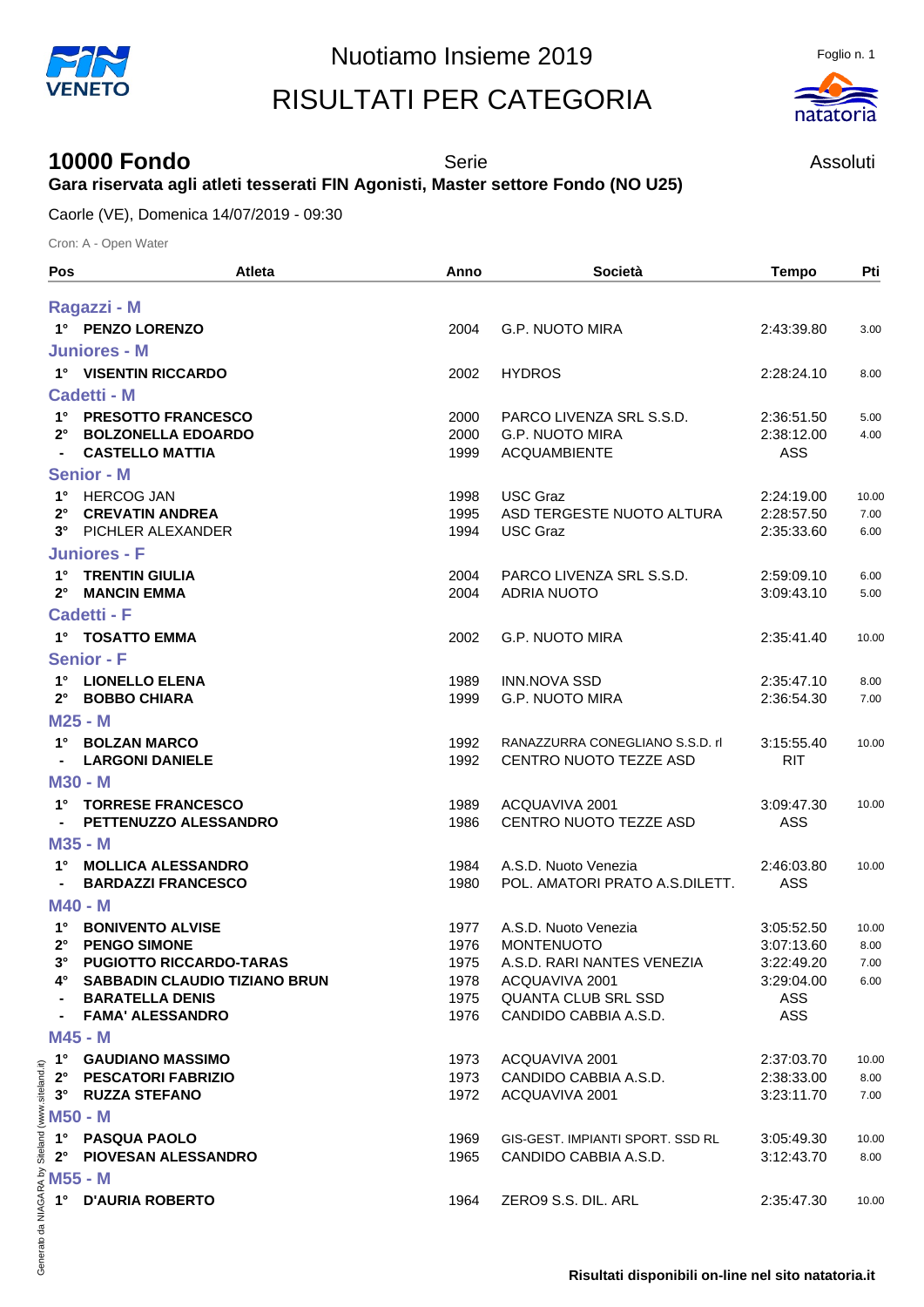# Nuotiamo Insieme 2019

# RISULTATI PER CATEGORIA

Foglio n. 1

## 10000 Fondo

Serie

Assoluti

**Gara riservata agli atleti tesserati FIN Agonisti, Master settore Fondo (NO U25)**

Caorle (VE), Domenica 14/07/2019 - 09:30

Cron: A - Open Water

| Pos | Atleta | Anno | Società | Tempo | Pti |
|---|---|---|---|---|---|
| **Ragazzi - M** | | | | | |
| 1° | **PENZO LORENZO** | 2004 | G.P. NUOTO MIRA | 2:43:39.80 | 3.00 |
| **Juniores - M** | | | | | |
| 1° | **VISENTIN RICCARDO** | 2002 | HYDROS | 2:28:24.10 | 8.00 |
| **Cadetti - M** | | | | | |
| 1° | **PRESOTTO FRANCESCO** | 2000 | PARCO LIVENZA SRL S.S.D. | 2:36:51.50 | 5.00 |
| 2° | **BOLZONELLA EDOARDO** | 2000 | G.P. NUOTO MIRA | 2:38:12.00 | 4.00 |
| - | **CASTELLO MATTIA** | 1999 | ACQUAMBIENTE | ASS | |
| **Senior - M** | | | | | |
| 1° | HERCOG JAN | 1998 | USC Graz | 2:24:19.00 | 10.00 |
| 2° | **CREVATIN ANDREA** | 1995 | ASD TERGESTE NUOTO ALTURA | 2:28:57.50 | 7.00 |
| 3° | PICHLER ALEXANDER | 1994 | USC Graz | 2:35:33.60 | 6.00 |
| **Juniores - F** | | | | | |
| 1° | **TRENTIN GIULIA** | 2004 | PARCO LIVENZA SRL S.S.D. | 2:59:09.10 | 6.00 |
| 2° | **MANCIN EMMA** | 2004 | ADRIA NUOTO | 3:09:43.10 | 5.00 |
| **Cadetti - F** | | | | | |
| 1° | **TOSATTO EMMA** | 2002 | G.P. NUOTO MIRA | 2:35:41.40 | 10.00 |
| **Senior - F** | | | | | |
| 1° | **LIONELLO ELENA** | 1989 | INN.NOVA SSD | 2:35:47.10 | 8.00 |
| 2° | **BOBBO CHIARA** | 1999 | G.P. NUOTO MIRA | 2:36:54.30 | 7.00 |
| **M25 - M** | | | | | |
| 1° | **BOLZAN MARCO** | 1992 | RANAZZURRA CONEGLIANO S.S.D. rl | 3:15:55.40 | 10.00 |
| - | **LARGONI DANIELE** | 1992 | CENTRO NUOTO TEZZE ASD | RIT | |
| **M30 - M** | | | | | |
| 1° | **TORRESE FRANCESCO** | 1989 | ACQUAVIVA 2001 | 3:09:47.30 | 10.00 |
| - | **PETTENUZZO ALESSANDRO** | 1986 | CENTRO NUOTO TEZZE ASD | ASS | |
| **M35 - M** | | | | | |
| 1° | **MOLLICA ALESSANDRO** | 1984 | A.S.D. Nuoto Venezia | 2:46:03.80 | 10.00 |
| - | **BARDAZZI FRANCESCO** | 1980 | POL. AMATORI PRATO A.S.DILETT. | ASS | |
| **M40 - M** | | | | | |
| 1° | **BONIVENTO ALVISE** | 1977 | A.S.D. Nuoto Venezia | 3:05:52.50 | 10.00 |
| 2° | **PENGO SIMONE** | 1976 | MONTENUOTO | 3:07:13.60 | 8.00 |
| 3° | **PUGIOTTO RICCARDO-TARAS** | 1975 | A.S.D. RARI NANTES VENEZIA | 3:22:49.20 | 7.00 |
| 4° | **SABBADIN CLAUDIO TIZIANO BRUN** | 1978 | ACQUAVIVA 2001 | 3:29:04.00 | 6.00 |
| - | **BARATELLA DENIS** | 1975 | QUANTA CLUB SRL SSD | ASS | |
| - | **FAMA' ALESSANDRO** | 1976 | CANDIDO CABBIA A.S.D. | ASS | |
| **M45 - M** | | | | | |
| 1° | **GAUDIANO MASSIMO** | 1973 | ACQUAVIVA 2001 | 2:37:03.70 | 10.00 |
| 2° | **PESCATORI FABRIZIO** | 1973 | CANDIDO CABBIA A.S.D. | 2:38:33.00 | 8.00 |
| 3° | **RUZZA STEFANO** | 1972 | ACQUAVIVA 2001 | 3:23:11.70 | 7.00 |
| **M50 - M** | | | | | |
| 1° | **PASQUA PAOLO** | 1969 | GIS-GEST. IMPIANTI SPORT. SSD RL | 3:05:49.30 | 10.00 |
| 2° | **PIOVESAN ALESSANDRO** | 1965 | CANDIDO CABBIA A.S.D. | 3:12:43.70 | 8.00 |
| **M55 - M** | | | | | |
| 1° | **D'AURIA ROBERTO** | 1964 | ZERO9 S.S. DIL. ARL | 2:35:47.30 | 10.00 |

**Risultati disponibili on-line nel sito natatoria.it**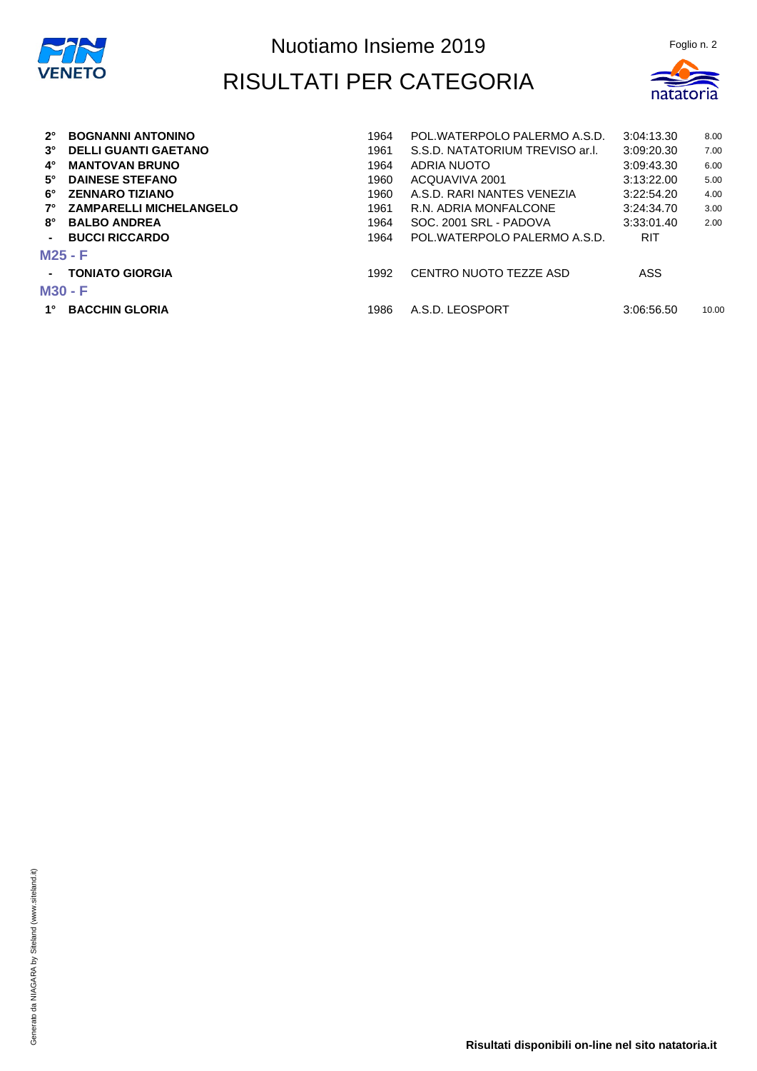# Nuotiamo Insieme 2019

## RISULTATI PER CATEGORIA

| | | | | | |
|---|---|---|---|---|---|
| **2°** | **BOGNANNI ANTONINO** | 1964 | POL.WATERPOLO PALERMO A.S.D. | 3:04:13.30 | 8.00 |
| **3°** | **DELLI GUANTI GAETANO** | 1961 | S.S.D. NATATORIUM TREVISO ar.l. | 3:09:20.30 | 7.00 |
| **4°** | **MANTOVAN BRUNO** | 1964 | ADRIA NUOTO | 3:09:43.30 | 6.00 |
| **5°** | **DAINESE STEFANO** | 1960 | ACQUAVIVA 2001 | 3:13:22.00 | 5.00 |
| **6°** | **ZENNARO TIZIANO** | 1960 | A.S.D. RARI NANTES VENEZIA | 3:22:54.20 | 4.00 |
| **7°** | **ZAMPARELLI MICHELANGELO** | 1961 | R.N. ADRIA MONFALCONE | 3:24:34.70 | 3.00 |
| **8°** | **BALBO ANDREA** | 1964 | SOC. 2001 SRL - PADOVA | 3:33:01.40 | 2.00 |
| **-** | **BUCCI RICCARDO** | 1964 | POL.WATERPOLO PALERMO A.S.D. | RIT | |

### M25 - F

| | | | | | |
|---|---|---|---|---|---|
| **-** | **TONIATO GIORGIA** | 1992 | CENTRO NUOTO TEZZE ASD | ASS | |

### M30 - F

| | | | | | |
|---|---|---|---|---|---|
| **1°** | **BACCHIN GLORIA** | 1986 | A.S.D. LEOSPORT | 3:06:56.50 | 10.00 |

**Risultati disponibili on-line nel sito natatoria.it**